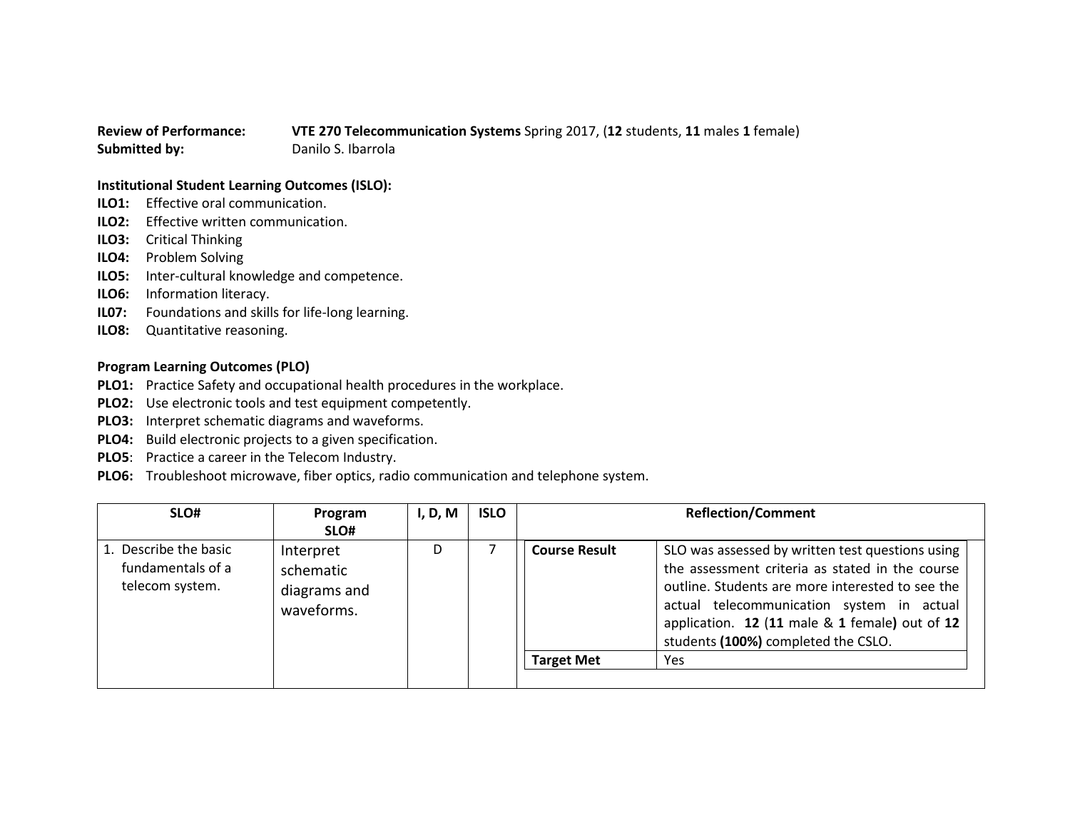**Review of Performance:** **VTE 270 Telecommunication Systems** Spring 2017, (**12** students, **11** males **1** female)
**Submitted by:** Danilo S. Ibarrola

**Institutional Student Learning Outcomes (ISLO):**

**ILO1:** Effective oral communication.
**ILO2:** Effective written communication.
**ILO3:** Critical Thinking
**ILO4:** Problem Solving
**ILO5:** Inter-cultural knowledge and competence.
**ILO6:** Information literacy.
**IL07:** Foundations and skills for life-long learning.
**ILO8:** Quantitative reasoning.

**Program Learning Outcomes (PLO)**

**PLO1:** Practice Safety and occupational health procedures in the workplace.
**PLO2:** Use electronic tools and test equipment competently.
**PLO3:** Interpret schematic diagrams and waveforms.
**PLO4:** Build electronic projects to a given specification.
**PLO5**: Practice a career in the Telecom Industry.
**PLO6:** Troubleshoot microwave, fiber optics, radio communication and telephone system.

| SLO# | Program SLO# | I, D, M | ISLO | Reflection/Comment | |
|---|---|---|---|---|---|
| 1. Describe the basic fundamentals of a telecom system. | Interpret schematic diagrams and waveforms. | D | 7 | **Course Result** | SLO was assessed by written test questions using the assessment criteria as stated in the course outline. Students are more interested to see the actual telecommunication system in actual application. **12** (**11** male & **1** female**)** out of **12** students **(100%)** completed the CSLO. |
| | | | | **Target Met** | Yes |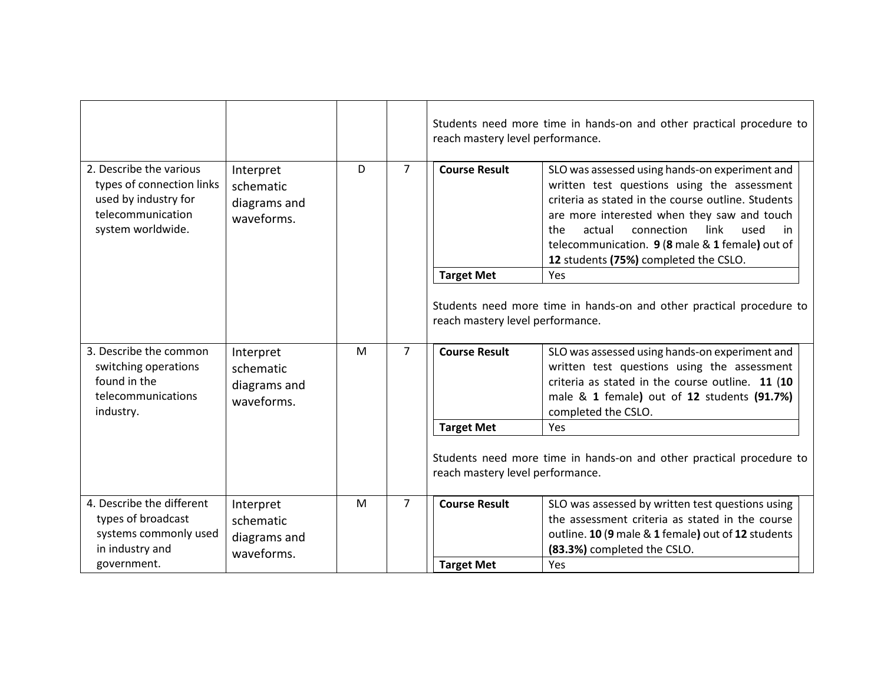| | | | | |
|---|---|---|---|---|
| | | | | Students need more time in hands-on and other practical procedure to reach mastery level performance. |
| 2. Describe the various types of connection links used by industry for telecommunication system worldwide. | Interpret schematic diagrams and waveforms. | D | 7 | **Course Result**: SLO was assessed using hands-on experiment and written test questions using the assessment criteria as stated in the course outline. Students are more interested when they saw and touch the actual connection link used in telecommunication. **9** (**8** male & **1** female**)** out of **12** students **(75%)** completed the CSLO.<br>**Target Met**: Yes<br><br>Students need more time in hands-on and other practical procedure to reach mastery level performance. |
| 3. Describe the common switching operations found in the telecommunications industry. | Interpret schematic diagrams and waveforms. | M | 7 | **Course Result**: SLO was assessed using hands-on experiment and written test questions using the assessment criteria as stated in the course outline. **11** (**10** male & **1** female**)** out of **12** students **(91.7%)** completed the CSLO.<br>**Target Met**: Yes<br><br>Students need more time in hands-on and other practical procedure to reach mastery level performance. |
| 4. Describe the different types of broadcast systems commonly used in industry and government. | Interpret schematic diagrams and waveforms. | M | 7 | **Course Result**: SLO was assessed by written test questions using the assessment criteria as stated in the course outline. **10** (**9** male & **1** female**)** out of **12** students **(83.3%)** completed the CSLO.<br>**Target Met**: Yes |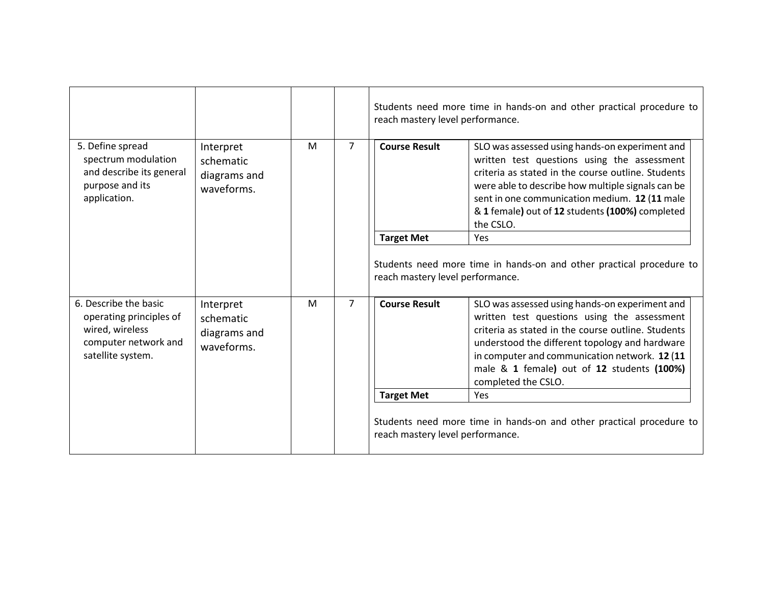| | | | | |
|---|---|---|---|---|
| | | | | Students need more time in hands-on and other practical procedure to reach mastery level performance. |
| 5. Define spread spectrum modulation and describe its general purpose and its application. | Interpret schematic diagrams and waveforms. | M | 7 | **Course Result**: SLO was assessed using hands-on experiment and written test questions using the assessment criteria as stated in the course outline. Students were able to describe how multiple signals can be sent in one communication medium. **12** (**11** male & **1** female**)** out of **12** students **(100%)** completed the CSLO.<br>**Target Met**: Yes<br><br>Students need more time in hands-on and other practical procedure to reach mastery level performance. |
| 6. Describe the basic operating principles of wired, wireless computer network and satellite system. | Interpret schematic diagrams and waveforms. | M | 7 | **Course Result**: SLO was assessed using hands-on experiment and written test questions using the assessment criteria as stated in the course outline. Students understood the different topology and hardware in computer and communication network. **12** (**11** male & **1** female**)** out of **12** students **(100%)** completed the CSLO.<br>**Target Met**: Yes<br><br>Students need more time in hands-on and other practical procedure to reach mastery level performance. |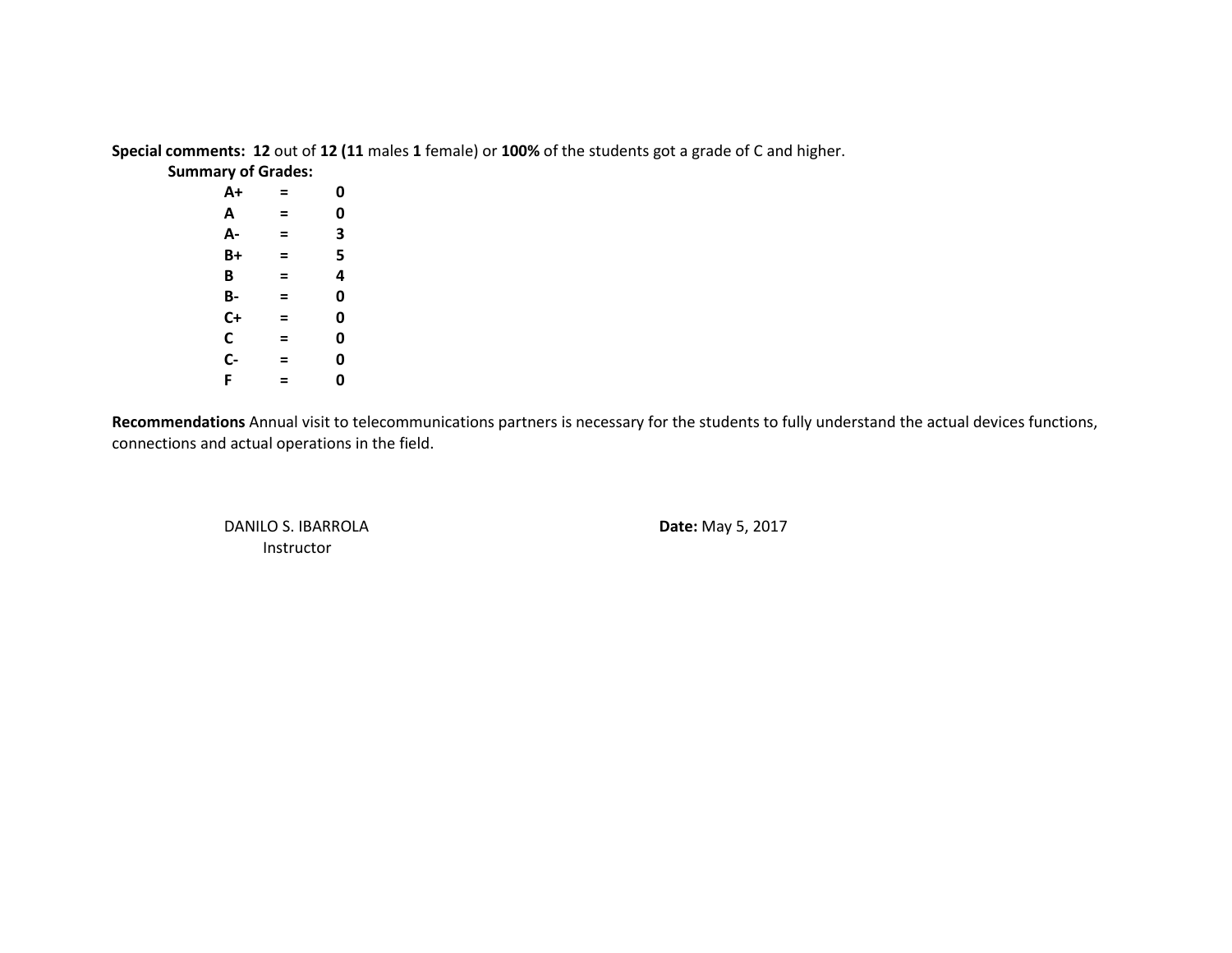**Special comments:** **12** out of **12 (11** males **1** female) or **100%** of the students got a grade of C and higher.

**Summary of Grades:**

| | | |
|---|---|---|
| **A+** | **=** | **0** |
| **A** | **=** | **0** |
| **A-** | **=** | **3** |
| **B+** | **=** | **5** |
| **B** | **=** | **4** |
| **B-** | **=** | **0** |
| **C+** | **=** | **0** |
| **C** | **=** | **0** |
| **C-** | **=** | **0** |
| **F** | **=** | **0** |

**Recommendations** Annual visit to telecommunications partners is necessary for the students to fully understand the actual devices functions, connections and actual operations in the field.

DANILO S. IBARROLA
Instructor

**Date:** May 5, 2017